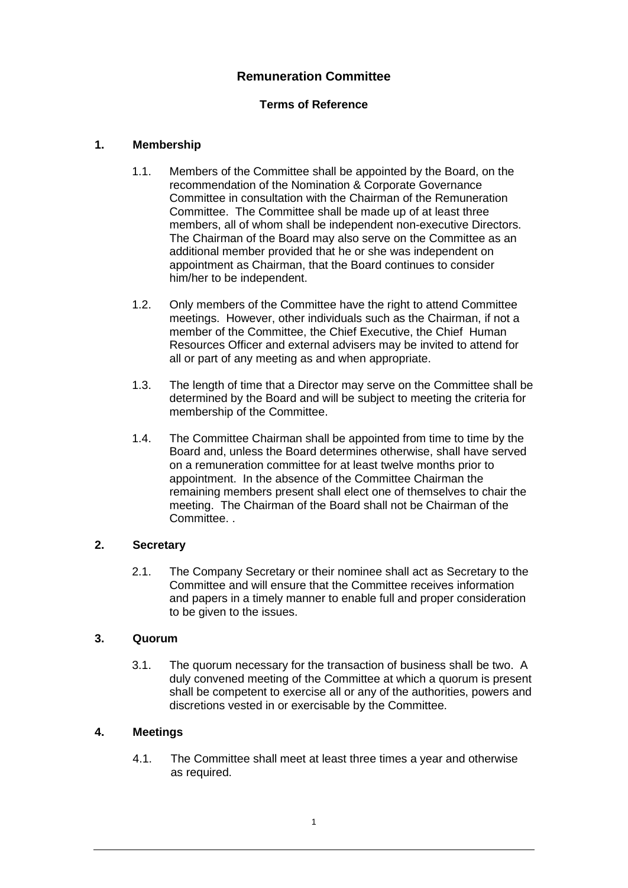# Remuneration Committee

## Terms of Reference

### 1. Membership

1.1. Members of the Committee shall be appointed by the Board, on the recommendation of the Nomination & Corporate Governance Committee in consultation with the Chairman of the Remuneration Committee. The Committee shall be made up of at least three members, all of whom shall be independent non-executive Directors. The Chairman of the Board may also serve on the Committee as an additional member provided that he or she was independent on appointment as Chairman, that the Board continues to consider him/her to be independent.

1.2. Only members of the Committee have the right to attend Committee meetings. However, other individuals such as the Chairman, if not a member of the Committee, the Chief Executive, the Chief Human Resources Officer and external advisers may be invited to attend for all or part of any meeting as and when appropriate.

1.3. The length of time that a Director may serve on the Committee shall be determined by the Board and will be subject to meeting the criteria for membership of the Committee.

1.4. The Committee Chairman shall be appointed from time to time by the Board and, unless the Board determines otherwise, shall have served on a remuneration committee for at least twelve months prior to appointment. In the absence of the Committee Chairman the remaining members present shall elect one of themselves to chair the meeting. The Chairman of the Board shall not be Chairman of the Committee. .

### 2. Secretary

2.1. The Company Secretary or their nominee shall act as Secretary to the Committee and will ensure that the Committee receives information and papers in a timely manner to enable full and proper consideration to be given to the issues.

### 3. Quorum

3.1. The quorum necessary for the transaction of business shall be two. A duly convened meeting of the Committee at which a quorum is present shall be competent to exercise all or any of the authorities, powers and discretions vested in or exercisable by the Committee.

### 4. Meetings

4.1. The Committee shall meet at least three times a year and otherwise as required.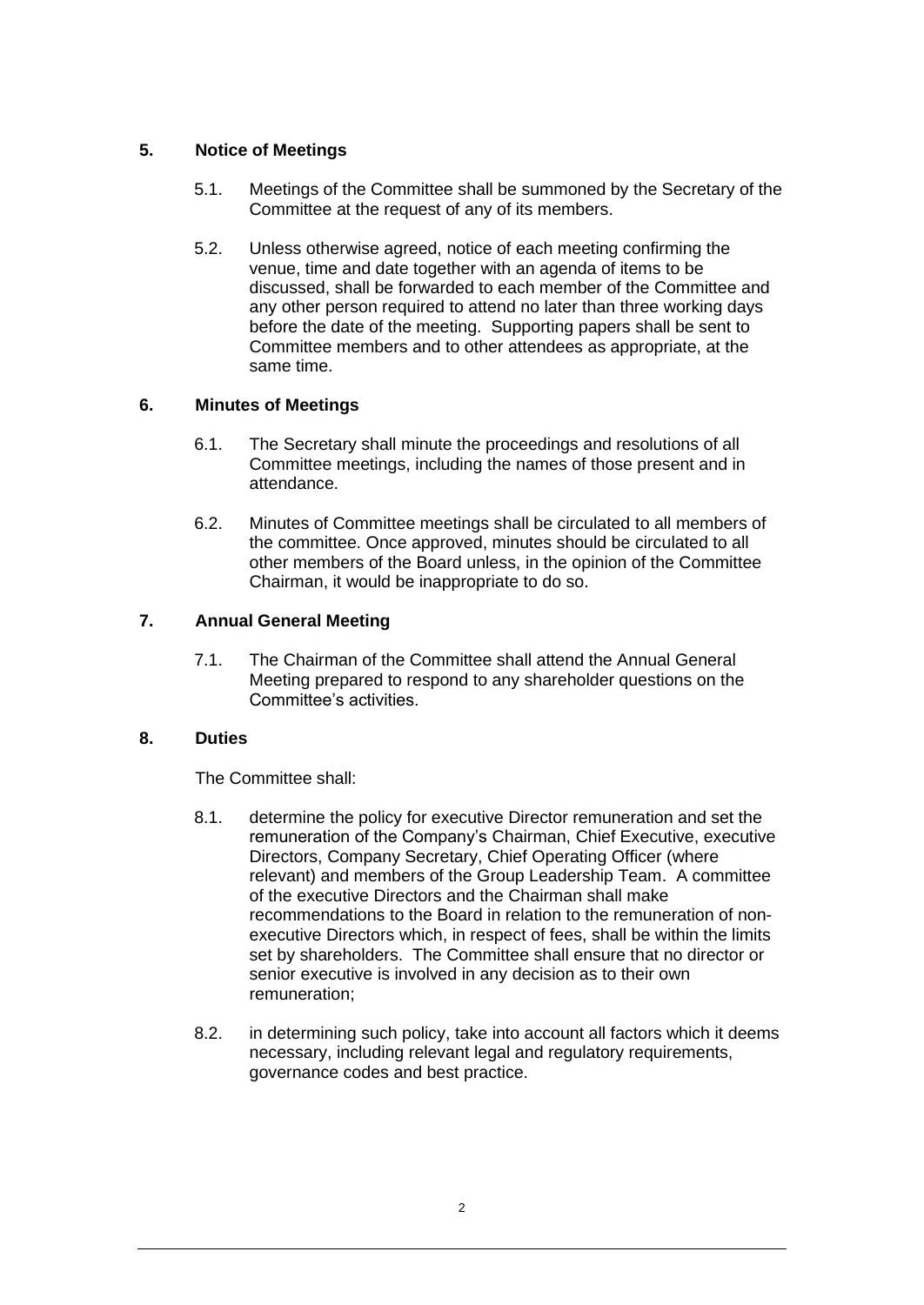## 5. Notice of Meetings

5.1. Meetings of the Committee shall be summoned by the Secretary of the Committee at the request of any of its members.

5.2. Unless otherwise agreed, notice of each meeting confirming the venue, time and date together with an agenda of items to be discussed, shall be forwarded to each member of the Committee and any other person required to attend no later than three working days before the date of the meeting. Supporting papers shall be sent to Committee members and to other attendees as appropriate, at the same time.

## 6. Minutes of Meetings

6.1. The Secretary shall minute the proceedings and resolutions of all Committee meetings, including the names of those present and in attendance.

6.2. Minutes of Committee meetings shall be circulated to all members of the committee. Once approved, minutes should be circulated to all other members of the Board unless, in the opinion of the Committee Chairman, it would be inappropriate to do so.

## 7. Annual General Meeting

7.1. The Chairman of the Committee shall attend the Annual General Meeting prepared to respond to any shareholder questions on the Committee's activities.

## 8. Duties

The Committee shall:

8.1. determine the policy for executive Director remuneration and set the remuneration of the Company's Chairman, Chief Executive, executive Directors, Company Secretary, Chief Operating Officer (where relevant) and members of the Group Leadership Team. A committee of the executive Directors and the Chairman shall make recommendations to the Board in relation to the remuneration of non-executive Directors which, in respect of fees, shall be within the limits set by shareholders. The Committee shall ensure that no director or senior executive is involved in any decision as to their own remuneration;

8.2. in determining such policy, take into account all factors which it deems necessary, including relevant legal and regulatory requirements, governance codes and best practice.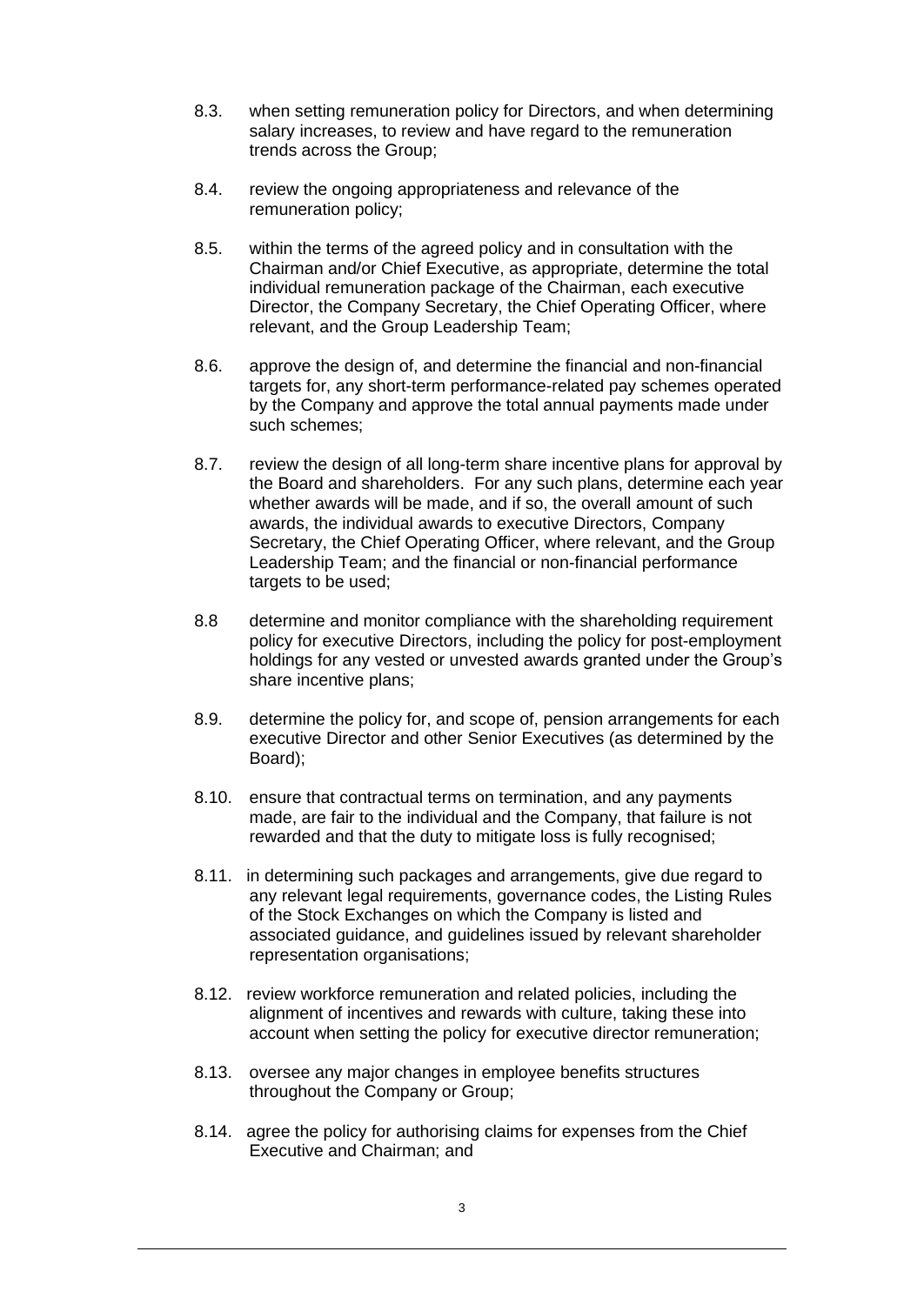8.3. when setting remuneration policy for Directors, and when determining salary increases, to review and have regard to the remuneration trends across the Group;

8.4. review the ongoing appropriateness and relevance of the remuneration policy;

8.5. within the terms of the agreed policy and in consultation with the Chairman and/or Chief Executive, as appropriate, determine the total individual remuneration package of the Chairman, each executive Director, the Company Secretary, the Chief Operating Officer, where relevant, and the Group Leadership Team;

8.6. approve the design of, and determine the financial and non-financial targets for, any short-term performance-related pay schemes operated by the Company and approve the total annual payments made under such schemes;

8.7. review the design of all long-term share incentive plans for approval by the Board and shareholders. For any such plans, determine each year whether awards will be made, and if so, the overall amount of such awards, the individual awards to executive Directors, Company Secretary, the Chief Operating Officer, where relevant, and the Group Leadership Team; and the financial or non-financial performance targets to be used;

8.8 determine and monitor compliance with the shareholding requirement policy for executive Directors, including the policy for post-employment holdings for any vested or unvested awards granted under the Group's share incentive plans;

8.9. determine the policy for, and scope of, pension arrangements for each executive Director and other Senior Executives (as determined by the Board);

8.10. ensure that contractual terms on termination, and any payments made, are fair to the individual and the Company, that failure is not rewarded and that the duty to mitigate loss is fully recognised;

8.11. in determining such packages and arrangements, give due regard to any relevant legal requirements, governance codes, the Listing Rules of the Stock Exchanges on which the Company is listed and associated guidance, and guidelines issued by relevant shareholder representation organisations;

8.12. review workforce remuneration and related policies, including the alignment of incentives and rewards with culture, taking these into account when setting the policy for executive director remuneration;

8.13. oversee any major changes in employee benefits structures throughout the Company or Group;

8.14. agree the policy for authorising claims for expenses from the Chief Executive and Chairman; and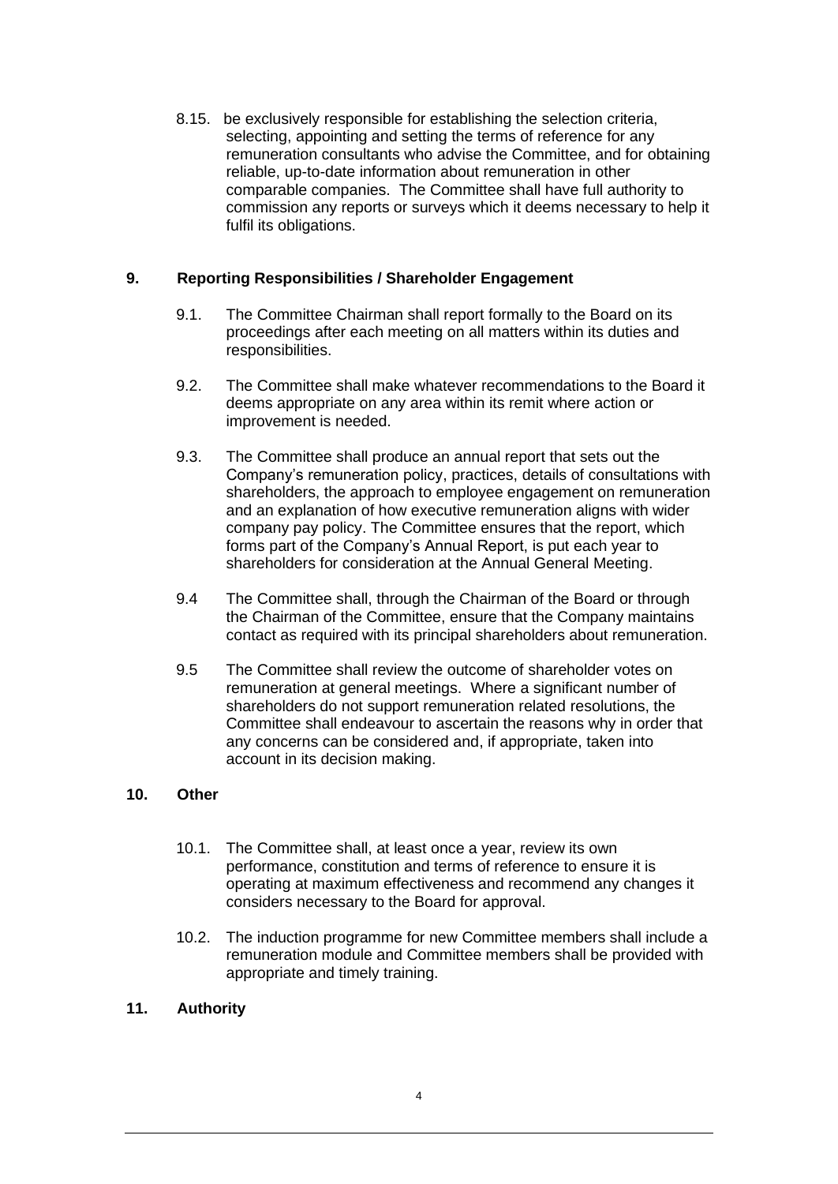8.15. be exclusively responsible for establishing the selection criteria, selecting, appointing and setting the terms of reference for any remuneration consultants who advise the Committee, and for obtaining reliable, up-to-date information about remuneration in other comparable companies. The Committee shall have full authority to commission any reports or surveys which it deems necessary to help it fulfil its obligations.

## 9. Reporting Responsibilities / Shareholder Engagement

9.1. The Committee Chairman shall report formally to the Board on its proceedings after each meeting on all matters within its duties and responsibilities.

9.2. The Committee shall make whatever recommendations to the Board it deems appropriate on any area within its remit where action or improvement is needed.

9.3. The Committee shall produce an annual report that sets out the Company's remuneration policy, practices, details of consultations with shareholders, the approach to employee engagement on remuneration and an explanation of how executive remuneration aligns with wider company pay policy. The Committee ensures that the report, which forms part of the Company's Annual Report, is put each year to shareholders for consideration at the Annual General Meeting.

9.4 The Committee shall, through the Chairman of the Board or through the Chairman of the Committee, ensure that the Company maintains contact as required with its principal shareholders about remuneration.

9.5 The Committee shall review the outcome of shareholder votes on remuneration at general meetings. Where a significant number of shareholders do not support remuneration related resolutions, the Committee shall endeavour to ascertain the reasons why in order that any concerns can be considered and, if appropriate, taken into account in its decision making.

## 10. Other

10.1. The Committee shall, at least once a year, review its own performance, constitution and terms of reference to ensure it is operating at maximum effectiveness and recommend any changes it considers necessary to the Board for approval.

10.2. The induction programme for new Committee members shall include a remuneration module and Committee members shall be provided with appropriate and timely training.

## 11. Authority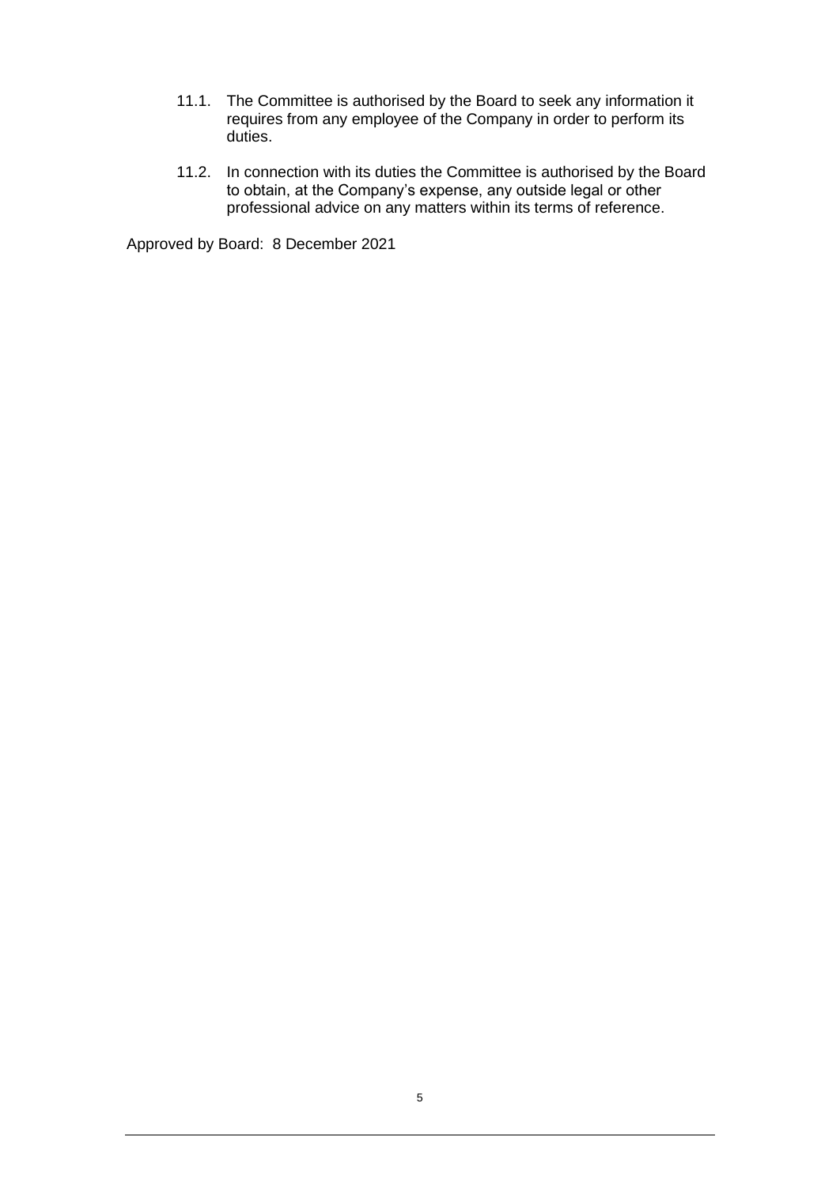11.1. The Committee is authorised by the Board to seek any information it requires from any employee of the Company in order to perform its duties.

11.2. In connection with its duties the Committee is authorised by the Board to obtain, at the Company's expense, any outside legal or other professional advice on any matters within its terms of reference.

Approved by Board: 8 December 2021